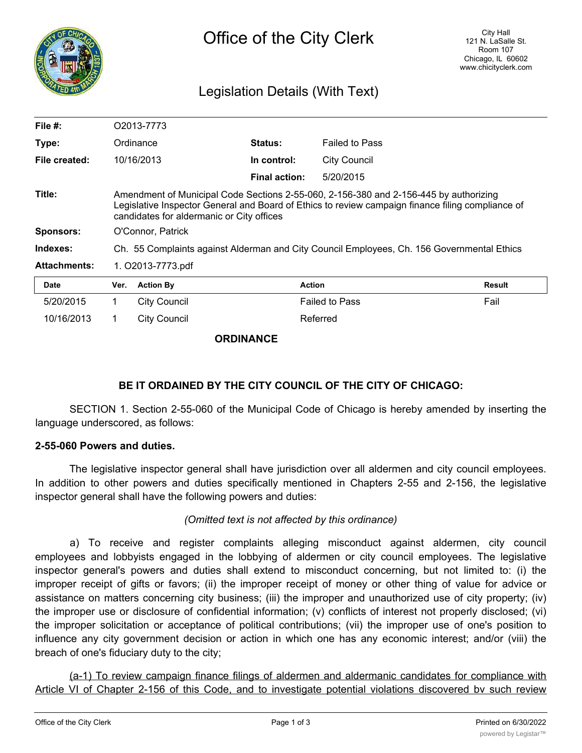# Office of the City Clerk

City Hall
121 N. LaSalle St.
Room 107
Chicago, IL 60602
www.chicityclerk.com

## Legislation Details (With Text)

| | | | |
|---|---|---|---|
| **File #:** | O2013-7773 | | |
| **Type:** | Ordinance | **Status:** | Failed to Pass |
| **File created:** | 10/16/2013 | **In control:** | City Council |
| | | **Final action:** | 5/20/2015 |
| **Title:** | Amendment of Municipal Code Sections 2-55-060, 2-156-380 and 2-156-445 by authorizing Legislative Inspector General and Board of Ethics to review campaign finance filing compliance of candidates for aldermanic or City offices | | |
| **Sponsors:** | O'Connor, Patrick | | |
| **Indexes:** | Ch. 55 Complaints against Alderman and City Council Employees, Ch. 156 Governmental Ethics | | |
| **Attachments:** | 1. O2013-7773.pdf | | |

| Date | Ver. | Action By | Action | Result |
|---|---|---|---|---|
| 5/20/2015 | 1 | City Council | Failed to Pass | Fail |
| 10/16/2013 | 1 | City Council | Referred | |

**ORDINANCE**

**BE IT ORDAINED BY THE CITY COUNCIL OF THE CITY OF CHICAGO:**

SECTION 1. Section 2-55-060 of the Municipal Code of Chicago is hereby amended by inserting the language underscored, as follows:

**2-55-060 Powers and duties.**

The legislative inspector general shall have jurisdiction over all aldermen and city council employees. In addition to other powers and duties specifically mentioned in Chapters 2-55 and 2-156, the legislative inspector general shall have the following powers and duties:

*(Omitted text is not affected by this ordinance)*

a) To receive and register complaints alleging misconduct against aldermen, city council employees and lobbyists engaged in the lobbying of aldermen or city council employees. The legislative inspector general's powers and duties shall extend to misconduct concerning, but not limited to: (i) the improper receipt of gifts or favors; (ii) the improper receipt of money or other thing of value for advice or assistance on matters concerning city business; (iii) the improper and unauthorized use of city property; (iv) the improper use or disclosure of confidential information; (v) conflicts of interest not properly disclosed; (vi) the improper solicitation or acceptance of political contributions; (vii) the improper use of one's position to influence any city government decision or action in which one has any economic interest; and/or (viii) the breach of one's fiduciary duty to the city;

<u>(a-1) To review campaign finance filings of aldermen and aldermanic candidates for compliance with Article VI of Chapter 2-156 of this Code, and to investigate potential violations discovered bv such review</u>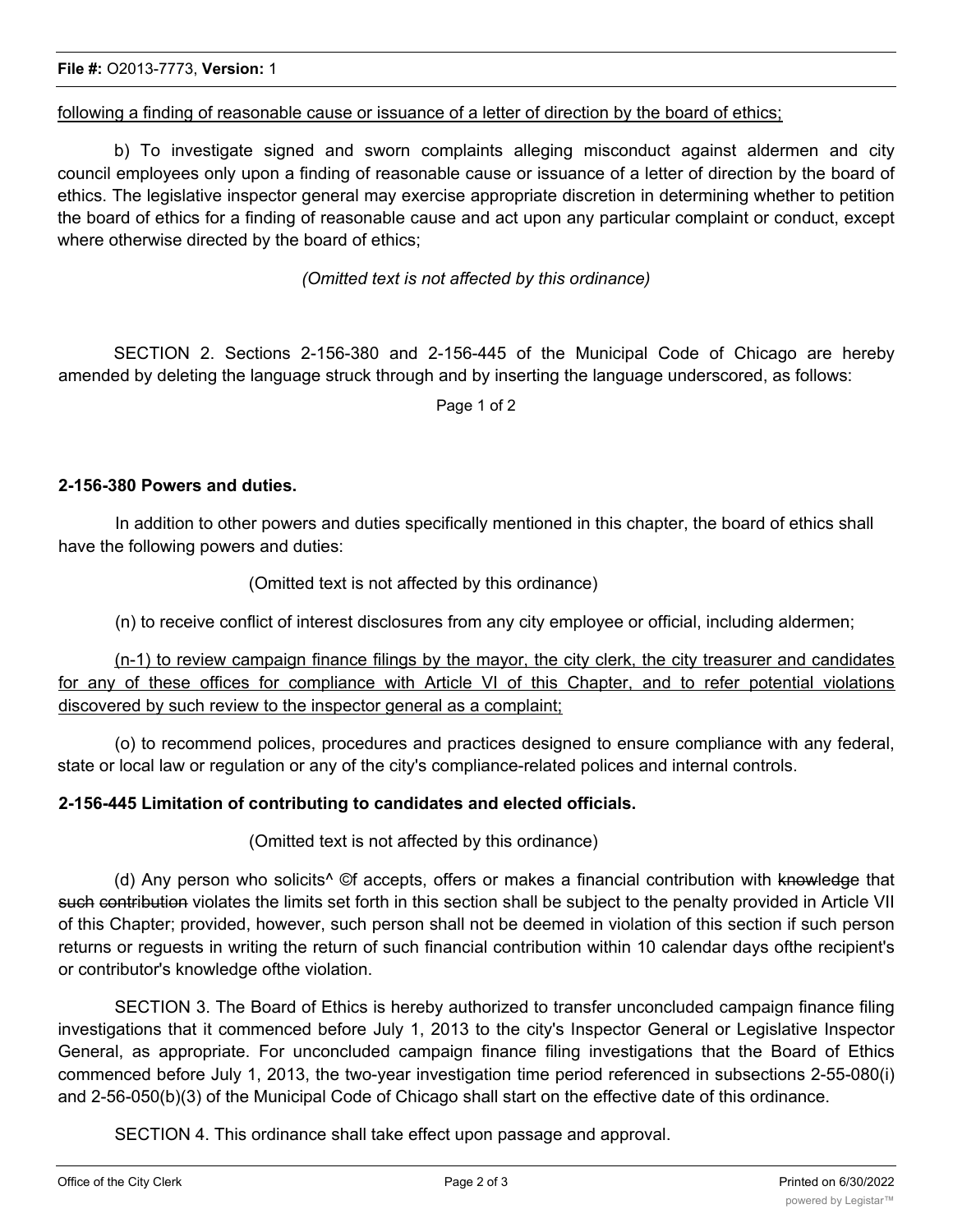<u>following a finding of reasonable cause or issuance of a letter of direction by the board of ethics;</u>

b) To investigate signed and sworn complaints alleging misconduct against aldermen and city council employees only upon a finding of reasonable cause or issuance of a letter of direction by the board of ethics. The legislative inspector general may exercise appropriate discretion in determining whether to petition the board of ethics for a finding of reasonable cause and act upon any particular complaint or conduct, except where otherwise directed by the board of ethics;

*(Omitted text is not affected by this ordinance)*

SECTION 2. Sections 2-156-380 and 2-156-445 of the Municipal Code of Chicago are hereby amended by deleting the language struck through and by inserting the language underscored, as follows:

**2-156-380 Powers and duties.**

In addition to other powers and duties specifically mentioned in this chapter, the board of ethics shall have the following powers and duties:

(Omitted text is not affected by this ordinance)

(n) to receive conflict of interest disclosures from any city employee or official, including aldermen;

<u>(n-1) to review campaign finance filings by the mayor, the city clerk, the city treasurer and candidates for any of these offices for compliance with Article VI of this Chapter, and to refer potential violations discovered by such review to the inspector general as a complaint;</u>

(o) to recommend polices, procedures and practices designed to ensure compliance with any federal, state or local law or regulation or any of the city's compliance-related polices and internal controls.

**2-156-445 Limitation of contributing to candidates and elected officials.**

(Omitted text is not affected by this ordinance)

(d) Any person who solicits^ ©f accepts, offers or makes a financial contribution with ~~knowledge~~ that ~~such contribution~~ violates the limits set forth in this section shall be subject to the penalty provided in Article VII of this Chapter; provided, however, such person shall not be deemed in violation of this section if such person returns or reguests in writing the return of such financial contribution within 10 calendar days ofthe recipient's or contributor's knowledge ofthe violation.

SECTION 3. The Board of Ethics is hereby authorized to transfer unconcluded campaign finance filing investigations that it commenced before July 1, 2013 to the city's Inspector General or Legislative Inspector General, as appropriate. For unconcluded campaign finance filing investigations that the Board of Ethics commenced before July 1, 2013, the two-year investigation time period referenced in subsections 2-55-080(i) and 2-56-050(b)(3) of the Municipal Code of Chicago shall start on the effective date of this ordinance.

SECTION 4. This ordinance shall take effect upon passage and approval.